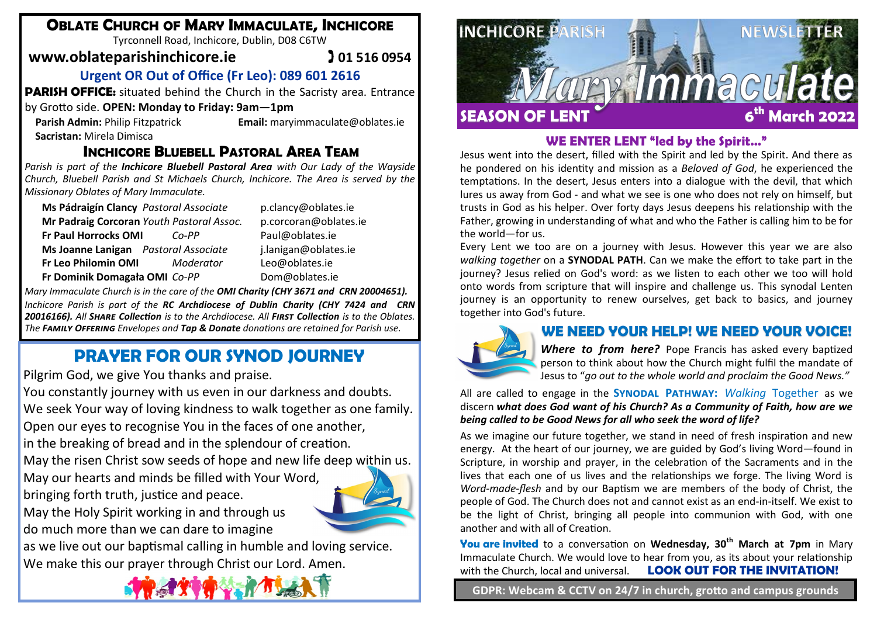# OBLATE CHURCH OF MARY IMMACULATE, INCHICORE

Tyrconnell Road, Inchicore, Dublin, D08 C6TW

**www.oblateparishinchicore.ie** 01 516 0954

**Urgent OR Out of Office (Fr Leo): 089 601 2616**

**PARISH OFFICE:** situated behind the Church in the Sacristy area. Entrance by Grotto side. **OPEN: Monday to Friday: 9am—1pm**

**Parish Admin:** Philip Fitzpatrick **Email:** maryimmaculate@oblates.ie

**Sacristan:** Mirela Dimisca

## INCHICORE BLUEBELL PASTORAL AREA TEAM

*Parish is part of the **Inchicore Bluebell Pastoral Area** with Our Lady of the Wayside Church, Bluebell Parish and St Michaels Church, Inchicore. The Area is served by the Missionary Oblates of Mary Immaculate.*

| | | |
|---|---|---|
| **Ms Pádraigín Clancy** | *Pastoral Associate* | p.clancy@oblates.ie |
| **Mr Padraig Corcoran** | *Youth Pastoral Assoc.* | p.corcoran@oblates.ie |
| **Fr Paul Horrocks OMI** | *Co-PP* | Paul@oblates.ie |
| **Ms Joanne Lanigan** | *Pastoral Associate* | j.lanigan@oblates.ie |
| **Fr Leo Philomin OMI** | *Moderator* | Leo@oblates.ie |
| **Fr Dominik Domagała OMI** | *Co-PP* | Dom@oblates.ie |

*Mary Immaculate Church is in the care of the **OMI Charity (CHY 3671 and CRN 20004651).***

*Inchicore Parish is part of the **RC Archdiocese of Dublin Charity (CHY 7424 and CRN 20016166).** All **SHARE Collection** is to the Archdiocese. All **FIRST Collection** is to the Oblates. The **FAMILY OFFERING** Envelopes and **Tap & Donate** donations are retained for Parish use.*

## PRAYER FOR OUR SYNOD JOURNEY

Pilgrim God, we give You thanks and praise.
You constantly journey with us even in our darkness and doubts.
We seek Your way of loving kindness to walk together as one family.
Open our eyes to recognise You in the faces of one another,
in the breaking of bread and in the splendour of creation.
May the risen Christ sow seeds of hope and new life deep within us.
May our hearts and minds be filled with Your Word,
bringing forth truth, justice and peace.
May the Holy Spirit working in and through us
do much more than we can dare to imagine
as we live out our baptismal calling in humble and loving service.
We make this our prayer through Christ our Lord. Amen.

# INCHICORE PARISH NEWSLETTER — Mary Immaculate

**SEASON OF LENT** — **6th March 2022**

## WE ENTER LENT "led by the Spirit..."

Jesus went into the desert, filled with the Spirit and led by the Spirit. And there as he pondered on his identity and mission as a *Beloved of God*, he experienced the temptations. In the desert, Jesus enters into a dialogue with the devil, that which lures us away from God - and what we see is one who does not rely on himself, but trusts in God as his helper. Over forty days Jesus deepens his relationship with the Father, growing in understanding of what and who the Father is calling him to be for the world—for us.

Every Lent we too are on a journey with Jesus. However this year we are also *walking together* on a **SYNODAL PATH**. Can we make the effort to take part in the journey? Jesus relied on God's word: as we listen to each other we too will hold onto words from scripture that will inspire and challenge us. This synodal Lenten journey is an opportunity to renew ourselves, get back to basics, and journey together into God's future.

## WE NEED YOUR HELP! WE NEED YOUR VOICE!

***Where to from here?*** Pope Francis has asked every baptized person to think about how the Church might fulfil the mandate of Jesus to "*go out to the whole world and proclaim the Good News.*"

All are called to engage in the **SYNODAL PATHWAY:** *Walking* Together as we discern ***what does God want of his Church? As a Community of Faith, how are we being called to be Good News for all who seek the word of life?***

As we imagine our future together, we stand in need of fresh inspiration and new energy. At the heart of our journey, we are guided by God's living Word—found in Scripture, in worship and prayer, in the celebration of the Sacraments and in the lives that each one of us lives and the relationships we forge. The living Word is *Word-made-flesh* and by our Baptism we are members of the body of Christ, the people of God. The Church does not and cannot exist as an end-in-itself. We exist to be the light of Christ, bringing all people into communion with God, with one another and with all of Creation.

**You are invited** to a conversation on **Wednesday, 30th March at 7pm** in Mary Immaculate Church. We would love to hear from you, as its about your relationship with the Church, local and universal. **LOOK OUT FOR THE INVITATION!**

**GDPR: Webcam & CCTV on 24/7 in church, grotto and campus grounds**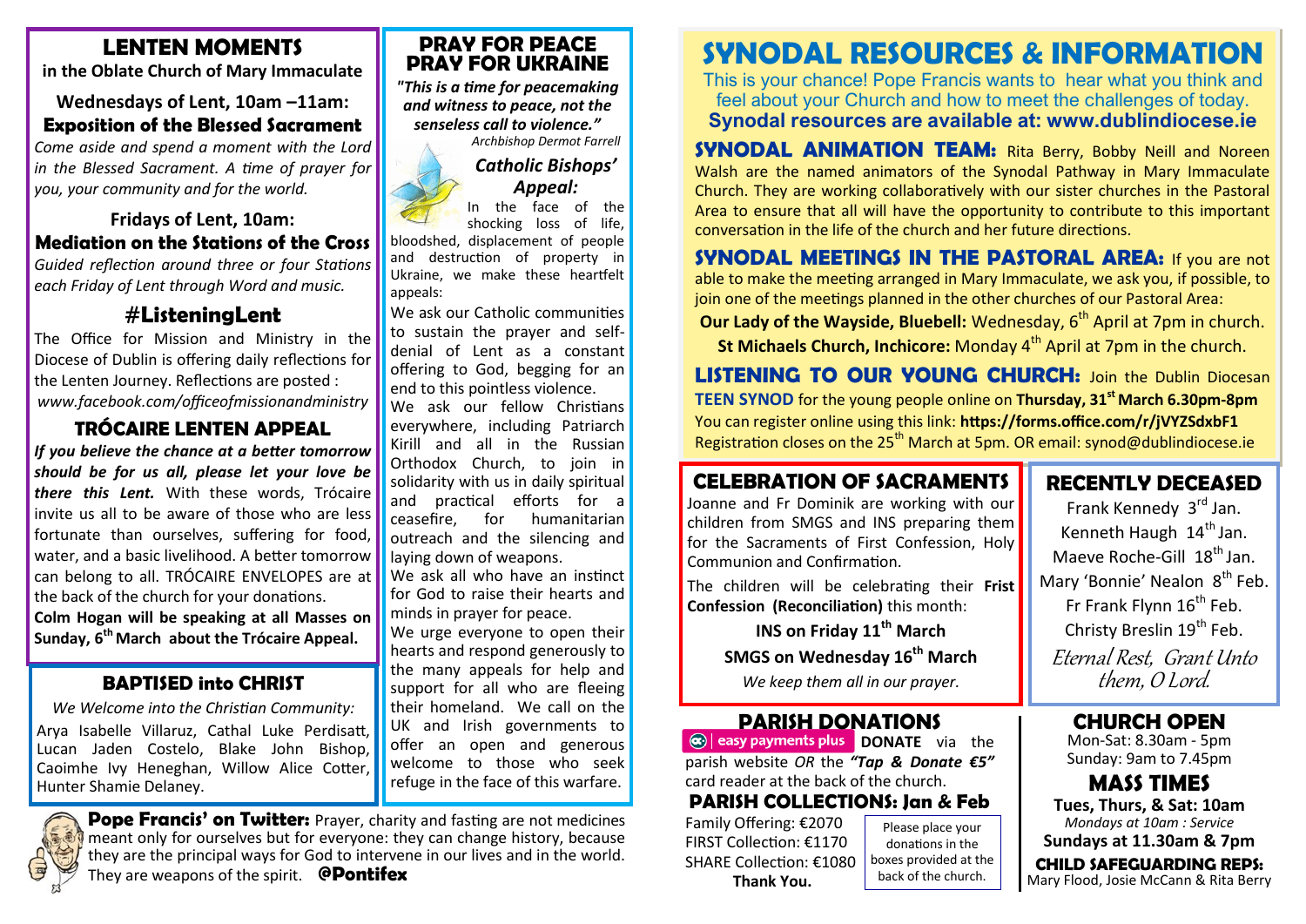## LENTEN MOMENTS

**in the Oblate Church of Mary Immaculate**

### Wednesdays of Lent, 10am –11am: Exposition of the Blessed Sacrament

*Come aside and spend a moment with the Lord in the Blessed Sacrament. A time of prayer for you, your community and for the world.*

### Fridays of Lent, 10am: Mediation on the Stations of the Cross

*Guided reflection around three or four Stations each Friday of Lent through Word and music.*

## #ListeningLent

The Office for Mission and Ministry in the Diocese of Dublin is offering daily reflections for the Lenten Journey. Reflections are posted :

*www.facebook.com/officeofmissionandministry*

## TRÓCAIRE LENTEN APPEAL

***If you believe the chance at a better tomorrow should be for us all, please let your love be there this Lent.*** With these words, Trócaire invite us all to be aware of those who are less fortunate than ourselves, suffering for food, water, and a basic livelihood. A better tomorrow can belong to all. TRÓCAIRE ENVELOPES are at the back of the church for your donations.

**Colm Hogan will be speaking at all Masses on Sunday, 6th March about the Trócaire Appeal.**

## BAPTISED into CHRIST

*We Welcome into the Christian Community:*

Arya Isabelle Villaruz, Cathal Luke Perdisatt, Lucan Jaden Costelo, Blake John Bishop, Caoimhe Ivy Heneghan, Willow Alice Cotter, Hunter Shamie Delaney.

## PRAY FOR PEACE PRAY FOR UKRAINE

***"This is a time for peacemaking and witness to peace, not the senseless call to violence."***

*Archbishop Dermot Farrell*

### *Catholic Bishops' Appeal:*

In the face of the shocking loss of life, bloodshed, displacement of people and destruction of property in Ukraine, we make these heartfelt appeals:

We ask our Catholic communities to sustain the prayer and self-denial of Lent as a constant offering to God, begging for an end to this pointless violence.

We ask our fellow Christians everywhere, including Patriarch Kirill and all in the Russian Orthodox Church, to join in solidarity with us in daily spiritual and practical efforts for a ceasefire, for humanitarian outreach and the silencing and laying down of weapons.

We ask all who have an instinct for God to raise their hearts and minds in prayer for peace.

We urge everyone to open their hearts and respond generously to the many appeals for help and support for all who are fleeing their homeland. We call on the UK and Irish governments to offer an open and generous welcome to those who seek refuge in the face of this warfare.

**Pope Francis' on Twitter:** Prayer, charity and fasting are not medicines meant only for ourselves but for everyone: they can change history, because they are the principal ways for God to intervene in our lives and in the world. They are weapons of the spirit. **@Pontifex**

# SYNODAL RESOURCES & INFORMATION

This is your chance! Pope Francis wants to hear what you think and feel about your Church and how to meet the challenges of today.

**Synodal resources are available at: www.dublindiocese.ie**

**SYNODAL ANIMATION TEAM:** Rita Berry, Bobby Neill and Noreen Walsh are the named animators of the Synodal Pathway in Mary Immaculate Church. They are working collaboratively with our sister churches in the Pastoral Area to ensure that all will have the opportunity to contribute to this important conversation in the life of the church and her future directions.

**SYNODAL MEETINGS IN THE PASTORAL AREA:** If you are not able to make the meeting arranged in Mary Immaculate, we ask you, if possible, to join one of the meetings planned in the other churches of our Pastoral Area:

**Our Lady of the Wayside, Bluebell:** Wednesday, 6th April at 7pm in church.

**St Michaels Church, Inchicore:** Monday 4th April at 7pm in the church.

**LISTENING TO OUR YOUNG CHURCH:** Join the Dublin Diocesan TEEN SYNOD for the young people online on **Thursday, 31st March 6.30pm-8pm**

You can register online using this link: **https://forms.office.com/r/jVYZSdxbF1**

Registration closes on the 25th March at 5pm. OR email: synod@dublindiocese.ie

## CELEBRATION OF SACRAMENTS

Joanne and Fr Dominik are working with our children from SMGS and INS preparing them for the Sacraments of First Confession, Holy Communion and Confirmation.

The children will be celebrating their **Frist Confession (Reconciliation)** this month:

**INS on Friday 11th March**

**SMGS on Wednesday 16th March**

*We keep them all in our prayer.*

## RECENTLY DECEASED

Frank Kennedy 3rd Jan.
Kenneth Haugh 14th Jan.
Maeve Roche-Gill 18th Jan.
Mary 'Bonnie' Nealon 8th Feb.
Fr Frank Flynn 16th Feb.
Christy Breslin 19th Feb.

*Eternal Rest, Grant Unto them, O Lord.*

## PARISH DONATIONS

easy payments plus **DONATE** via the parish website *OR* the ***"Tap & Donate €5"*** card reader at the back of the church.

## PARISH COLLECTIONS: Jan & Feb

Family Offering: €2070
FIRST Collection: €1170
SHARE Collection: €1080
**Thank You.**

Please place your donations in the boxes provided at the back of the church.

## CHURCH OPEN

Mon-Sat: 8.30am - 5pm
Sunday: 9am to 7.45pm

## MASS TIMES

**Tues, Thurs, & Sat: 10am**
*Mondays at 10am : Service*
**Sundays at 11.30am & 7pm**

**CHILD SAFEGUARDING REPS:**
Mary Flood, Josie McCann & Rita Berry